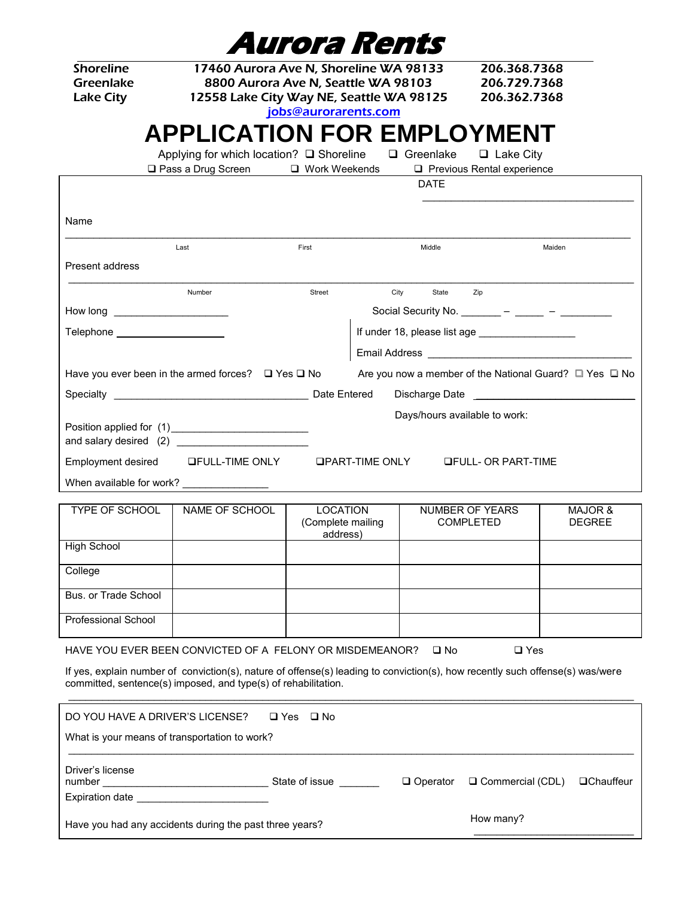# Aurora Rents

| | | |
|---|---|---|
| Shoreline | 17460 Aurora Ave N, Shoreline WA 98133 | 206.368.7368 |
| Greenlake | 8800 Aurora Ave N, Seattle WA 98103 | 206.729.7368 |
| Lake City | 12558 Lake City Way NE, Seattle WA 98125 | 206.362.7368 |

jobs@aurorarents.com

# APPLICATION FOR EMPLOYMENT

Applying for which location? ❑ Shoreline ❑ Greenlake ❑ Lake City

❑ Pass a Drug Screen ❑ Work Weekends ❑ Previous Rental experience

DATE ____________________

Name ______________________________________________________________

Last First Middle Maiden

Present address ______________________________________________________

Number Street City State Zip

How long ____________________ Social Security No. _______ – _____ – _________

Telephone ____________________ If under 18, please list age ________________

Email Address ________________________________

Have you ever been in the armed forces? ❑ Yes ❑ No Are you now a member of the National Guard? ❑ Yes ❑ No

Specialty ________________________________ Date Entered Discharge Date ____________________

Days/hours available to work:

Position applied for (1)______________________

and salary desired (2) ______________________

Employment desired ❑FULL-TIME ONLY ❑PART-TIME ONLY ❑FULL- OR PART-TIME

When available for work? _______________

| TYPE OF SCHOOL | NAME OF SCHOOL | LOCATION (Complete mailing address) | NUMBER OF YEARS COMPLETED | MAJOR & DEGREE |
|---|---|---|---|---|
| High School | | | | |
| College | | | | |
| Bus. or Trade School | | | | |
| Professional School | | | | |

HAVE YOU EVER BEEN CONVICTED OF A FELONY OR MISDEMEANOR? ❑ No ❑ Yes

If yes, explain number of conviction(s), nature of offense(s) leading to conviction(s), how recently such offense(s) was/were committed, sentence(s) imposed, and type(s) of rehabilitation.

______________________________________________________________

DO YOU HAVE A DRIVER'S LICENSE? ❑ Yes ❑ No

What is your means of transportation to work?

______________________________________________________________

Driver's license number ____________________________ State of issue _______ ❑ Operator ❑ Commercial (CDL) ❑Chauffeur

Expiration date ______________________

Have you had any accidents during the past three years? How many? ____________________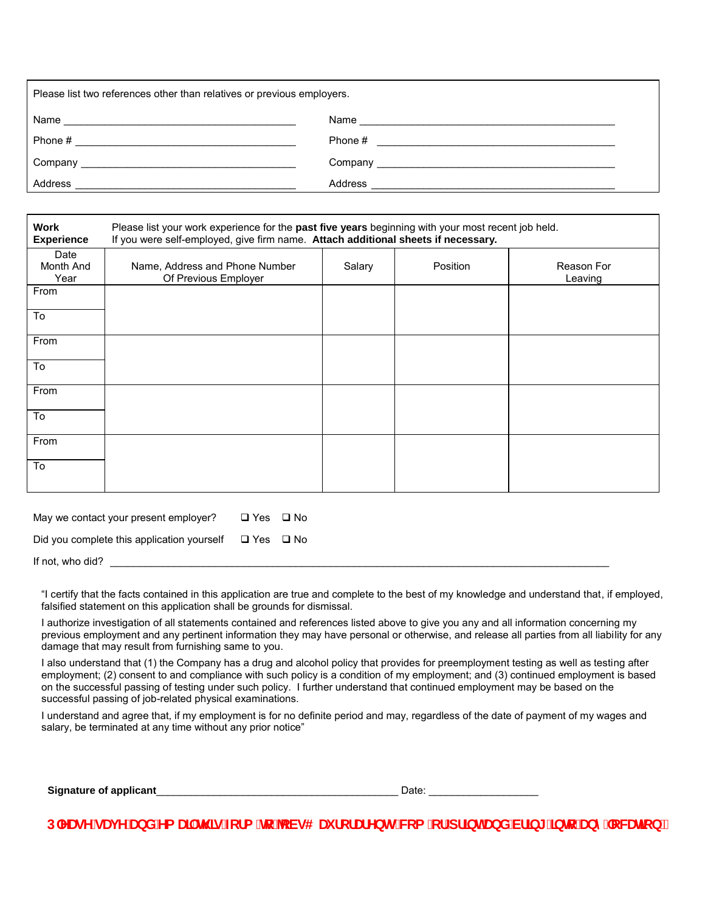Please list two references other than relatives or previous employers.

| | |
|---|---|
| Name ______________________ | Name ______________________ |
| Phone # ______________________ | Phone # ______________________ |
| Company ______________________ | Company ______________________ |
| Address ______________________ | Address ______________________ |

**Work Experience**

Please list your work experience for the **past five years** beginning with your most recent job held. If you were self-employed, give firm name. **Attach additional sheets if necessary.**

| Date Month And Year | Name, Address and Phone Number Of Previous Employer | Salary | Position | Reason For Leaving |
|---|---|---|---|---|
| From<br>To | | | | |
| From<br>To | | | | |
| From<br>To | | | | |
| From<br>To | | | | |

May we contact your present employer? ❑ Yes ❑ No

Did you complete this application yourself ❑ Yes ❑ No

If not, who did? ______________________________________________

"I certify that the facts contained in this application are true and complete to the best of my knowledge and understand that, if employed, falsified statement on this application shall be grounds for dismissal.

I authorize investigation of all statements contained and references listed above to give you any and all information concerning my previous employment and any pertinent information they may have personal or otherwise, and release all parties from all liability for any damage that may result from furnishing same to you.

I also understand that (1) the Company has a drug and alcohol policy that provides for preemployment testing as well as testing after employment; (2) consent to and compliance with such policy is a condition of my employment; and (3) continued employment is based on the successful passing of testing under such policy. I further understand that continued employment may be based on the successful passing of job-related physical examinations.

I understand and agree that, if my employment is for no definite period and may, regardless of the date of payment of my wages and salary, be terminated at any time without any prior notice"

**Signature of applicant**______________________________ Date: ______________

3OHDVH VDYH DQG HP DLOWKLV IRUP WRMREV# DXURUDUHQWFRP RUSULQWDQGEULQJ LQWR DQ\ ORFDWLRQ